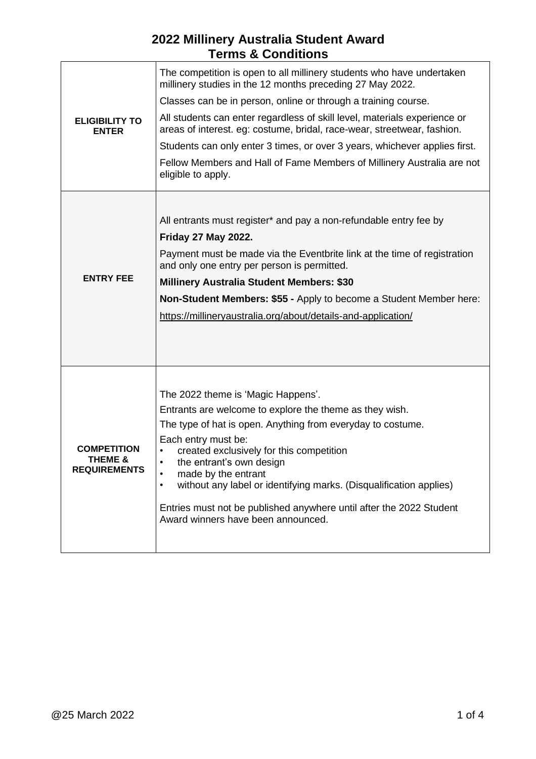# 2022 Millinery Australia Student Award
# Terms & Conditions

| | |
|---|---|
| **ELIGIBILITY TO ENTER** | The competition is open to all millinery students who have undertaken millinery studies in the 12 months preceding 27 May 2022.<br>Classes can be in person, online or through a training course.<br>All students can enter regardless of skill level, materials experience or areas of interest. eg: costume, bridal, race-wear, streetwear, fashion.<br>Students can only enter 3 times, or over 3 years, whichever applies first.<br>Fellow Members and Hall of Fame Members of Millinery Australia are not eligible to apply. |
| **ENTRY FEE** | All entrants must register* and pay a non-refundable entry fee by **Friday 27 May 2022.**<br>Payment must be made via the Eventbrite link at the time of registration and only one entry per person is permitted.<br>**Millinery Australia Student Members: $30**<br>**Non-Student Members: $55 -** Apply to become a Student Member here: https://millineryaustralia.org/about/details-and-application/ |
| **COMPETITION THEME & REQUIREMENTS** | The 2022 theme is 'Magic Happens'.<br>Entrants are welcome to explore the theme as they wish.<br>The type of hat is open. Anything from everyday to costume.<br>Each entry must be:<br>• created exclusively for this competition<br>• the entrant's own design<br>• made by the entrant<br>• without any label or identifying marks. (Disqualification applies)<br><br>Entries must not be published anywhere until after the 2022 Student Award winners have been announced. |

@25 March 2022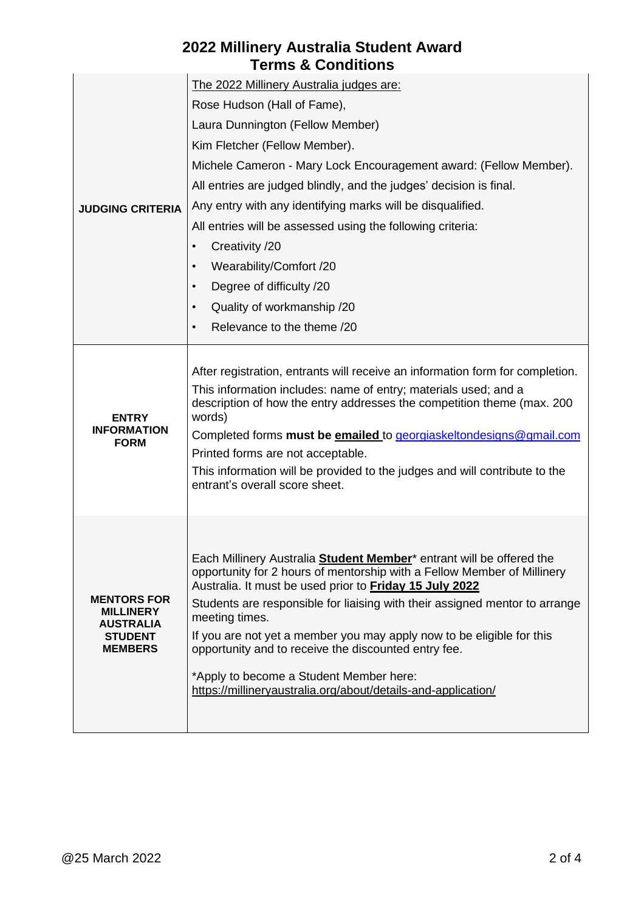# 2022 Millinery Australia Student Award
## Terms & Conditions

| | |
|---|---|
| **JUDGING CRITERIA** | The 2022 Millinery Australia judges are:<br>Rose Hudson (Hall of Fame),<br>Laura Dunnington (Fellow Member)<br>Kim Fletcher (Fellow Member).<br>Michele Cameron - Mary Lock Encouragement award: (Fellow Member).<br>All entries are judged blindly, and the judges' decision is final.<br>Any entry with any identifying marks will be disqualified.<br>All entries will be assessed using the following criteria:<br>• Creativity /20<br>• Wearability/Comfort /20<br>• Degree of difficulty /20<br>• Quality of workmanship /20<br>• Relevance to the theme /20 |
| **ENTRY INFORMATION FORM** | After registration, entrants will receive an information form for completion.<br>This information includes: name of entry; materials used; and a description of how the entry addresses the competition theme (max. 200 words)<br>Completed forms **must be emailed** to georgiaskeltondesigns@gmail.com<br>Printed forms are not acceptable.<br>This information will be provided to the judges and will contribute to the entrant's overall score sheet. |
| **MENTORS FOR MILLINERY AUSTRALIA STUDENT MEMBERS** | Each Millinery Australia **Student Member*** entrant will be offered the opportunity for 2 hours of mentorship with a Fellow Member of Millinery Australia. It must be used prior to **Friday 15 July 2022**<br>Students are responsible for liaising with their assigned mentor to arrange meeting times.<br>If you are not yet a member you may apply now to be eligible for this opportunity and to receive the discounted entry fee.<br><br>*Apply to become a Student Member here: https://millineryaustralia.org/about/details-and-application/ |

@25 March 2022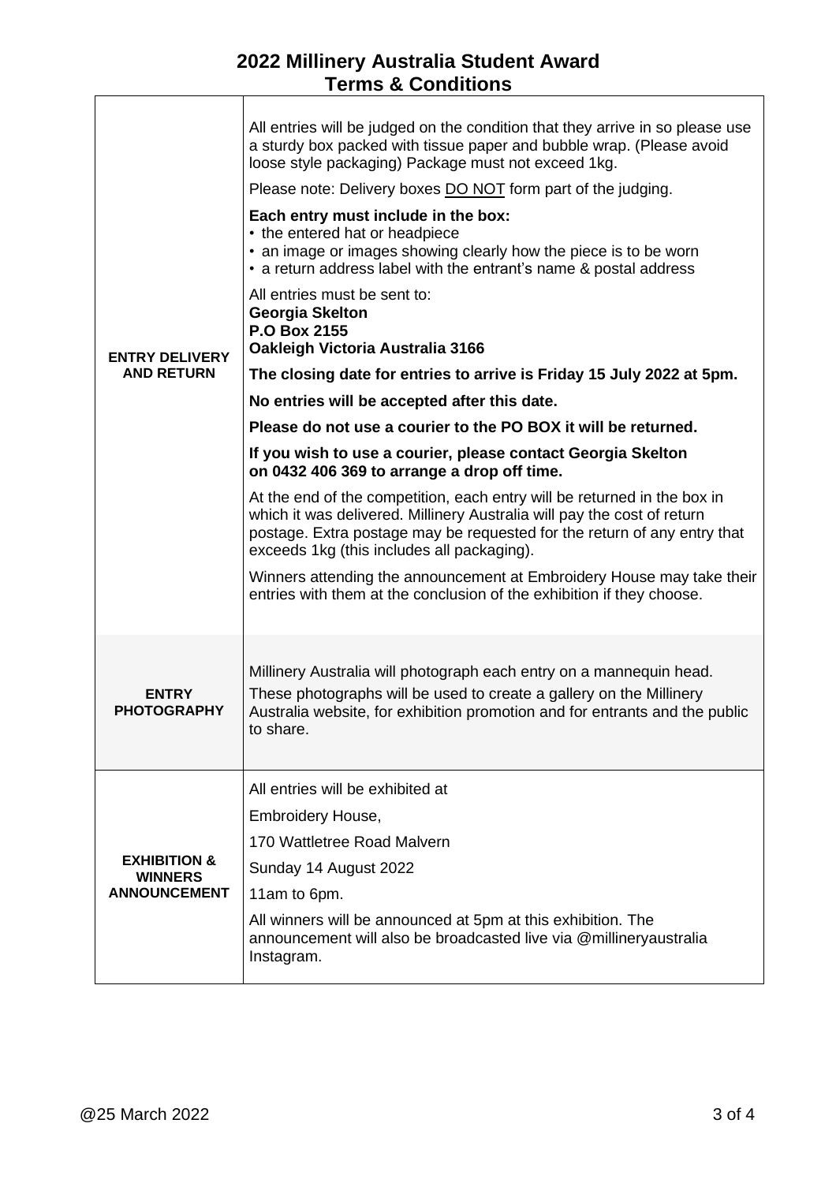# 2022 Millinery Australia Student Award
## Terms & Conditions

| | |
|---|---|
| **ENTRY DELIVERY AND RETURN** | All entries will be judged on the condition that they arrive in so please use a sturdy box packed with tissue paper and bubble wrap. (Please avoid loose style packaging) Package must not exceed 1kg.<br><br>Please note: Delivery boxes <u>DO NOT</u> form part of the judging.<br><br>**Each entry must include in the box:**<br>• the entered hat or headpiece<br>• an image or images showing clearly how the piece is to be worn<br>• a return address label with the entrant's name & postal address<br><br>All entries must be sent to:<br>**Georgia Skelton**<br>**P.O Box 2155**<br>**Oakleigh Victoria Australia 3166**<br><br>**The closing date for entries to arrive is Friday 15 July 2022 at 5pm.**<br><br>**No entries will be accepted after this date.**<br><br>**Please do not use a courier to the PO BOX it will be returned.**<br><br>**If you wish to use a courier, please contact Georgia Skelton on 0432 406 369 to arrange a drop off time.**<br><br>At the end of the competition, each entry will be returned in the box in which it was delivered. Millinery Australia will pay the cost of return postage. Extra postage may be requested for the return of any entry that exceeds 1kg (this includes all packaging).<br><br>Winners attending the announcement at Embroidery House may take their entries with them at the conclusion of the exhibition if they choose. |
| **ENTRY PHOTOGRAPHY** | Millinery Australia will photograph each entry on a mannequin head.<br><br>These photographs will be used to create a gallery on the Millinery Australia website, for exhibition promotion and for entrants and the public to share. |
| **EXHIBITION & WINNERS ANNOUNCEMENT** | All entries will be exhibited at<br><br>Embroidery House,<br><br>170 Wattletree Road Malvern<br><br>Sunday 14 August 2022<br><br>11am to 6pm.<br><br>All winners will be announced at 5pm at this exhibition. The announcement will also be broadcasted live via @millineryaustralia Instagram. |

@25 March 2022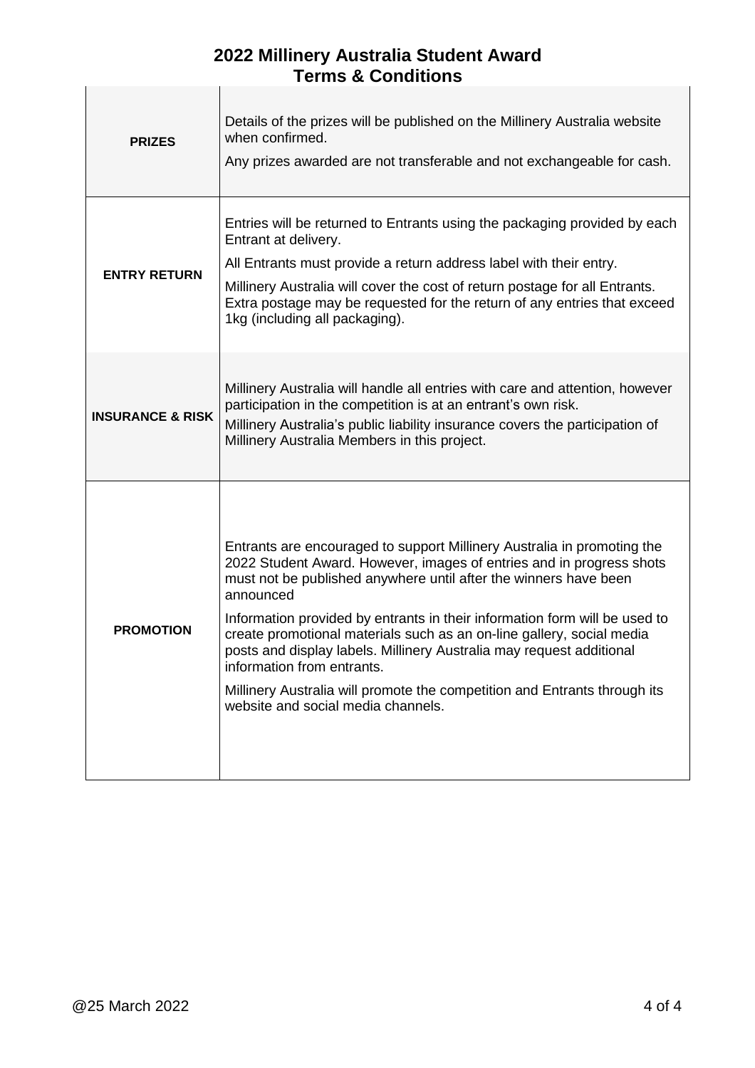## 2022 Millinery Australia Student Award
## Terms & Conditions

| | |
|---|---|
| **PRIZES** | Details of the prizes will be published on the Millinery Australia website when confirmed.<br><br>Any prizes awarded are not transferable and not exchangeable for cash. |
| **ENTRY RETURN** | Entries will be returned to Entrants using the packaging provided by each Entrant at delivery.<br><br>All Entrants must provide a return address label with their entry.<br><br>Millinery Australia will cover the cost of return postage for all Entrants. Extra postage may be requested for the return of any entries that exceed 1kg (including all packaging). |
| **INSURANCE & RISK** | Millinery Australia will handle all entries with care and attention, however participation in the competition is at an entrant's own risk.<br><br>Millinery Australia's public liability insurance covers the participation of Millinery Australia Members in this project. |
| **PROMOTION** | Entrants are encouraged to support Millinery Australia in promoting the 2022 Student Award. However, images of entries and in progress shots must not be published anywhere until after the winners have been announced<br><br>Information provided by entrants in their information form will be used to create promotional materials such as an on-line gallery, social media posts and display labels. Millinery Australia may request additional information from entrants.<br><br>Millinery Australia will promote the competition and Entrants through its website and social media channels. |

@25 March 2022